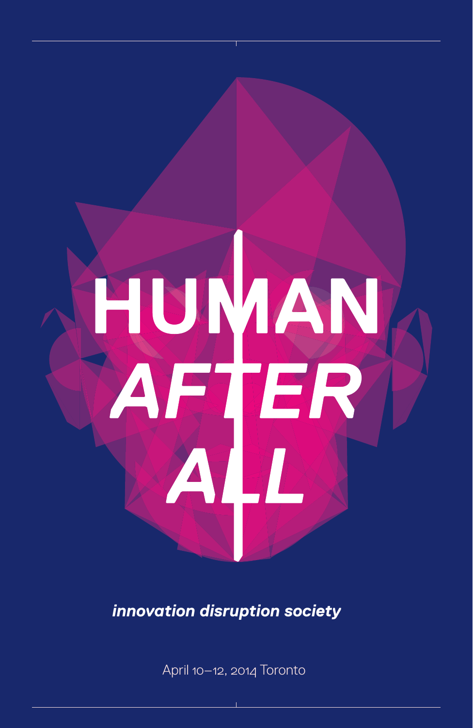# HUMAN AFTER ALL

***innovation disruption society***

April 10–12, 2014 Toronto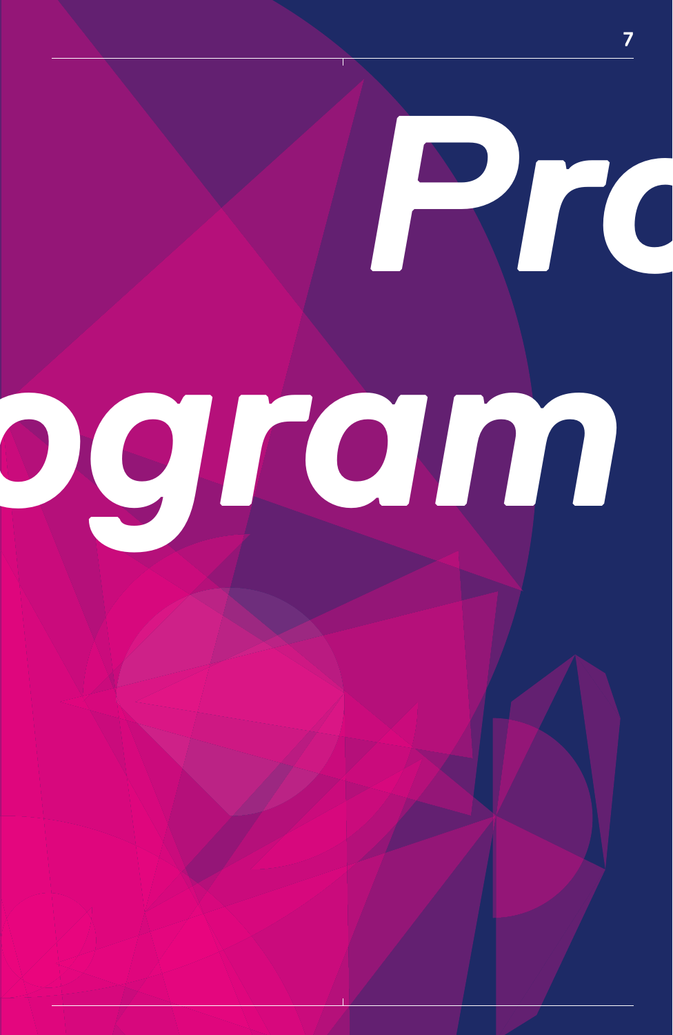# *Program*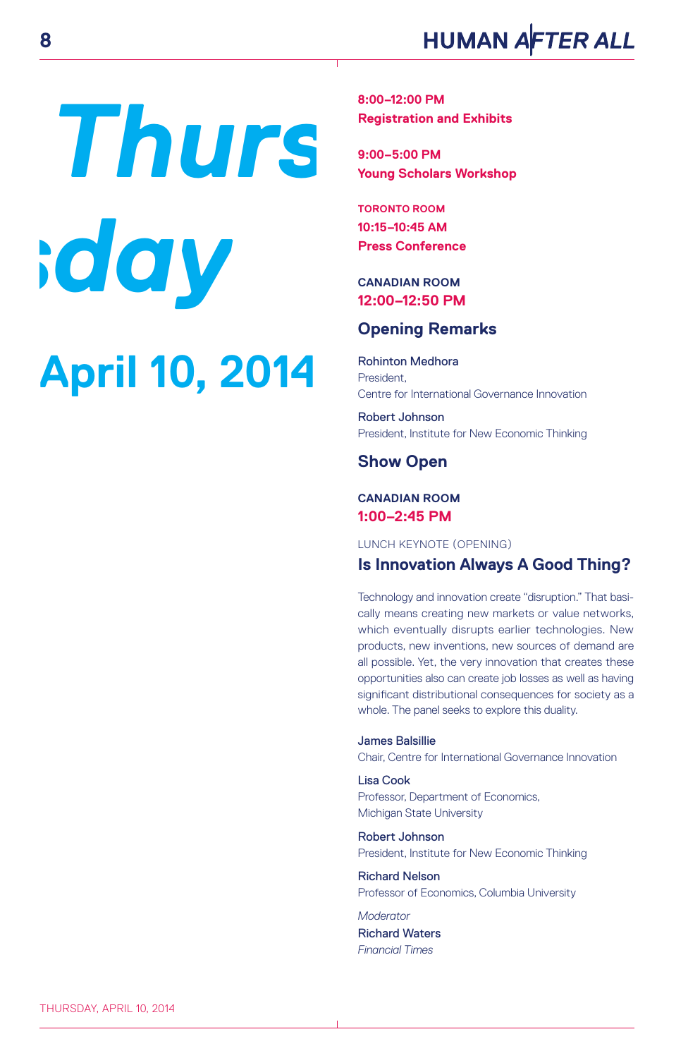# Thursday

## April 10, 2014

**8:00–12:00 PM**
**Registration and Exhibits**

**9:00–5:00 PM**
**Young Scholars Workshop**

TORONTO ROOM
**10:15–10:45 AM**
**Press Conference**

CANADIAN ROOM
**12:00–12:50 PM**

### Opening Remarks

Rohinton Medhora
President,
Centre for International Governance Innovation

Robert Johnson
President, Institute for New Economic Thinking

### Show Open

CANADIAN ROOM
**1:00–2:45 PM**

LUNCH KEYNOTE (OPENING)

### Is Innovation Always A Good Thing?

Technology and innovation create "disruption." That basically means creating new markets or value networks, which eventually disrupts earlier technologies. New products, new inventions, new sources of demand are all possible. Yet, the very innovation that creates these opportunities also can create job losses as well as having significant distributional consequences for society as a whole. The panel seeks to explore this duality.

James Balsillie
Chair, Centre for International Governance Innovation

Lisa Cook
Professor, Department of Economics,
Michigan State University

Robert Johnson
President, Institute for New Economic Thinking

Richard Nelson
Professor of Economics, Columbia University

*Moderator*
Richard Waters
*Financial Times*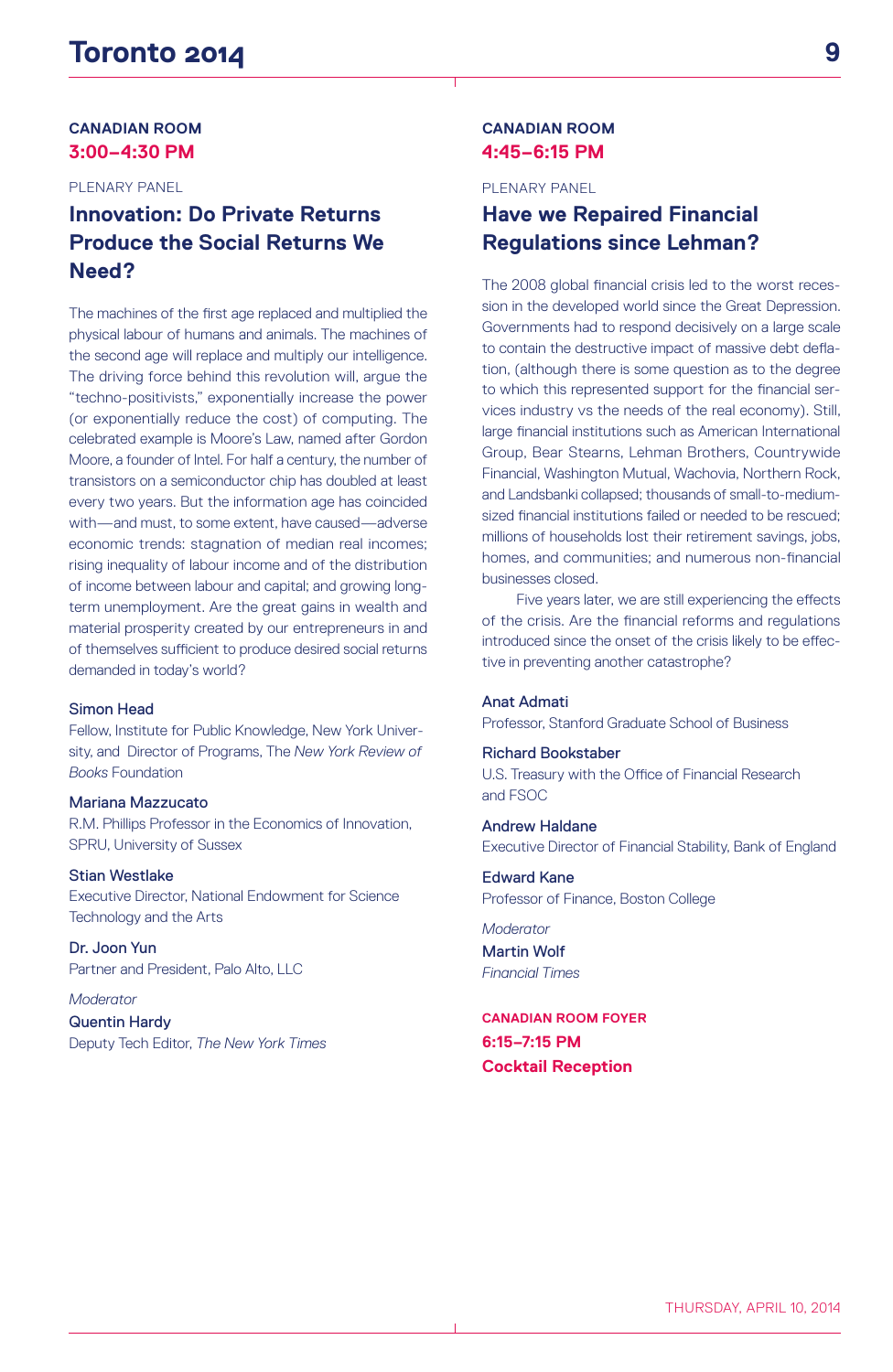**CANADIAN ROOM**
**3:00–4:30 PM**

PLENARY PANEL

## Innovation: Do Private Returns Produce the Social Returns We Need?

The machines of the first age replaced and multiplied the physical labour of humans and animals. The machines of the second age will replace and multiply our intelligence. The driving force behind this revolution will, argue the "techno-positivists," exponentially increase the power (or exponentially reduce the cost) of computing. The celebrated example is Moore's Law, named after Gordon Moore, a founder of Intel. For half a century, the number of transistors on a semiconductor chip has doubled at least every two years. But the information age has coincided with—and must, to some extent, have caused—adverse economic trends: stagnation of median real incomes; rising inequality of labour income and of the distribution of income between labour and capital; and growing long-term unemployment. Are the great gains in wealth and material prosperity created by our entrepreneurs in and of themselves sufficient to produce desired social returns demanded in today's world?

Simon Head
Fellow, Institute for Public Knowledge, New York University, and Director of Programs, The *New York Review of Books* Foundation

Mariana Mazzucato
R.M. Phillips Professor in the Economics of Innovation, SPRU, University of Sussex

Stian Westlake
Executive Director, National Endowment for Science Technology and the Arts

Dr. Joon Yun
Partner and President, Palo Alto, LLC

*Moderator*
Quentin Hardy
Deputy Tech Editor, *The New York Times*

**CANADIAN ROOM**
**4:45–6:15 PM**

PLENARY PANEL

## Have we Repaired Financial Regulations since Lehman?

The 2008 global financial crisis led to the worst recession in the developed world since the Great Depression. Governments had to respond decisively on a large scale to contain the destructive impact of massive debt deflation, (although there is some question as to the degree to which this represented support for the financial services industry vs the needs of the real economy). Still, large financial institutions such as American International Group, Bear Stearns, Lehman Brothers, Countrywide Financial, Washington Mutual, Wachovia, Northern Rock, and Landsbanki collapsed; thousands of small-to-medium-sized financial institutions failed or needed to be rescued; millions of households lost their retirement savings, jobs, homes, and communities; and numerous non-financial businesses closed.

Five years later, we are still experiencing the effects of the crisis. Are the financial reforms and regulations introduced since the onset of the crisis likely to be effective in preventing another catastrophe?

Anat Admati
Professor, Stanford Graduate School of Business

Richard Bookstaber
U.S. Treasury with the Office of Financial Research and FSOC

Andrew Haldane
Executive Director of Financial Stability, Bank of England

Edward Kane
Professor of Finance, Boston College

*Moderator*
Martin Wolf
*Financial Times*

**CANADIAN ROOM FOYER**
**6:15–7:15 PM**
**Cocktail Reception**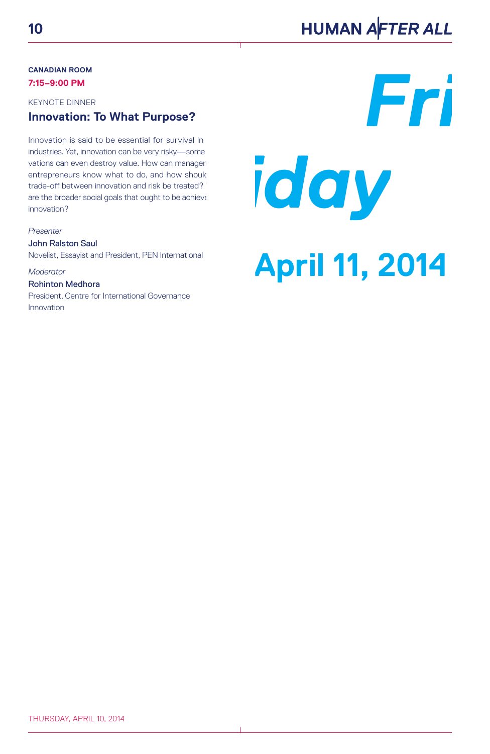**CANADIAN ROOM**
**7:15–9:00 PM**

KEYNOTE DINNER

### Innovation: To What Purpose?

Innovation is said to be essential for survival in industries. Yet, innovation can be very risky—some vations can even destroy value. How can managers entrepreneurs know what to do, and how should trade-off between innovation and risk be treated? are the broader social goals that ought to be achieve innovation?

*Presenter*
**John Ralston Saul**
Novelist, Essayist and President, PEN International

*Moderator*
**Rohinton Medhora**
President, Centre for International Governance Innovation

# Friday

## April 11, 2014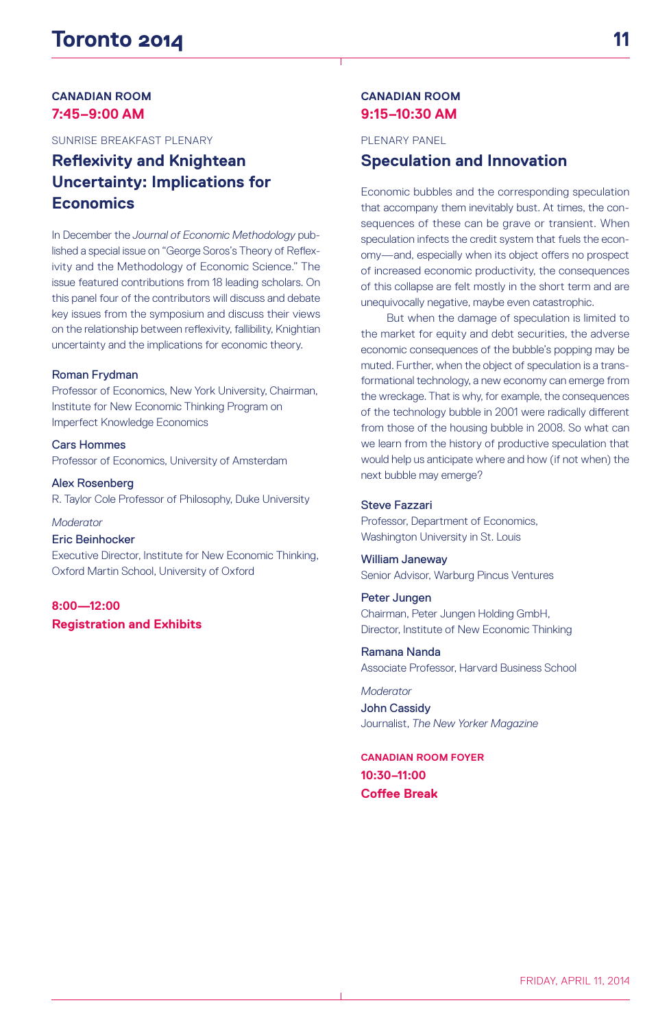CANADIAN ROOM

**7:45–9:00 AM**

SUNRISE BREAKFAST PLENARY

## Reflexivity and Knightean Uncertainty: Implications for Economics

In December the *Journal of Economic Methodology* published a special issue on "George Soros's Theory of Reflexivity and the Methodology of Economic Science." The issue featured contributions from 18 leading scholars. On this panel four of the contributors will discuss and debate key issues from the symposium and discuss their views on the relationship between reflexivity, fallibility, Knightian uncertainty and the implications for economic theory.

**Roman Frydman**
Professor of Economics, New York University, Chairman, Institute for New Economic Thinking Program on Imperfect Knowledge Economics

**Cars Hommes**
Professor of Economics, University of Amsterdam

**Alex Rosenberg**
R. Taylor Cole Professor of Philosophy, Duke University

*Moderator*
**Eric Beinhocker**
Executive Director, Institute for New Economic Thinking, Oxford Martin School, University of Oxford

**8:00—12:00**
**Registration and Exhibits**

CANADIAN ROOM

**9:15–10:30 AM**

PLENARY PANEL

## Speculation and Innovation

Economic bubbles and the corresponding speculation that accompany them inevitably bust. At times, the consequences of these can be grave or transient. When speculation infects the credit system that fuels the economy—and, especially when its object offers no prospect of increased economic productivity, the consequences of this collapse are felt mostly in the short term and are unequivocally negative, maybe even catastrophic.

But when the damage of speculation is limited to the market for equity and debt securities, the adverse economic consequences of the bubble's popping may be muted. Further, when the object of speculation is a transformational technology, a new economy can emerge from the wreckage. That is why, for example, the consequences of the technology bubble in 2001 were radically different from those of the housing bubble in 2008. So what can we learn from the history of productive speculation that would help us anticipate where and how (if not when) the next bubble may emerge?

**Steve Fazzari**
Professor, Department of Economics, Washington University in St. Louis

**William Janeway**
Senior Advisor, Warburg Pincus Ventures

**Peter Jungen**
Chairman, Peter Jungen Holding GmbH, Director, Institute of New Economic Thinking

**Ramana Nanda**
Associate Professor, Harvard Business School

*Moderator*
**John Cassidy**
Journalist, *The New Yorker Magazine*

CANADIAN ROOM FOYER
**10:30–11:00**
**Coffee Break**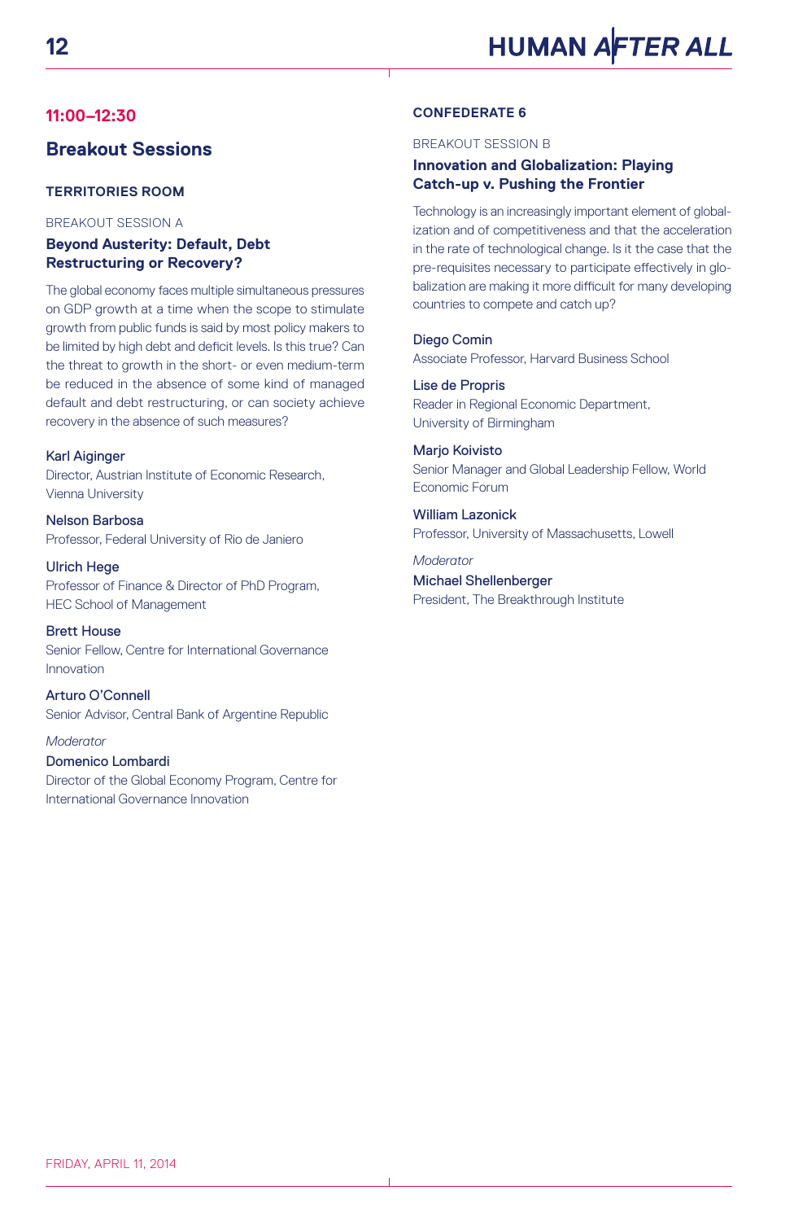## 11:00–12:30

## Breakout Sessions

### TERRITORIES ROOM

BREAKOUT SESSION A

**Beyond Austerity: Default, Debt Restructuring or Recovery?**

The global economy faces multiple simultaneous pressures on GDP growth at a time when the scope to stimulate growth from public funds is said by most policy makers to be limited by high debt and deficit levels. Is this true? Can the threat to growth in the short- or even medium-term be reduced in the absence of some kind of managed default and debt restructuring, or can society achieve recovery in the absence of such measures?

**Karl Aiginger**
Director, Austrian Institute of Economic Research, Vienna University

**Nelson Barbosa**
Professor, Federal University of Rio de Janiero

**Ulrich Hege**
Professor of Finance & Director of PhD Program, HEC School of Management

**Brett House**
Senior Fellow, Centre for International Governance Innovation

**Arturo O'Connell**
Senior Advisor, Central Bank of Argentine Republic

*Moderator*

**Domenico Lombardi**
Director of the Global Economy Program, Centre for International Governance Innovation

### CONFEDERATE 6

BREAKOUT SESSION B

**Innovation and Globalization: Playing Catch-up v. Pushing the Frontier**

Technology is an increasingly important element of globalization and of competitiveness and that the acceleration in the rate of technological change. Is it the case that the pre-requisites necessary to participate effectively in globalization are making it more difficult for many developing countries to compete and catch up?

**Diego Comin**
Associate Professor, Harvard Business School

**Lise de Propris**
Reader in Regional Economic Department, University of Birmingham

**Marjo Koivisto**
Senior Manager and Global Leadership Fellow, World Economic Forum

**William Lazonick**
Professor, University of Massachusetts, Lowell

*Moderator*

**Michael Shellenberger**
President, The Breakthrough Institute

FRIDAY, APRIL 11, 2014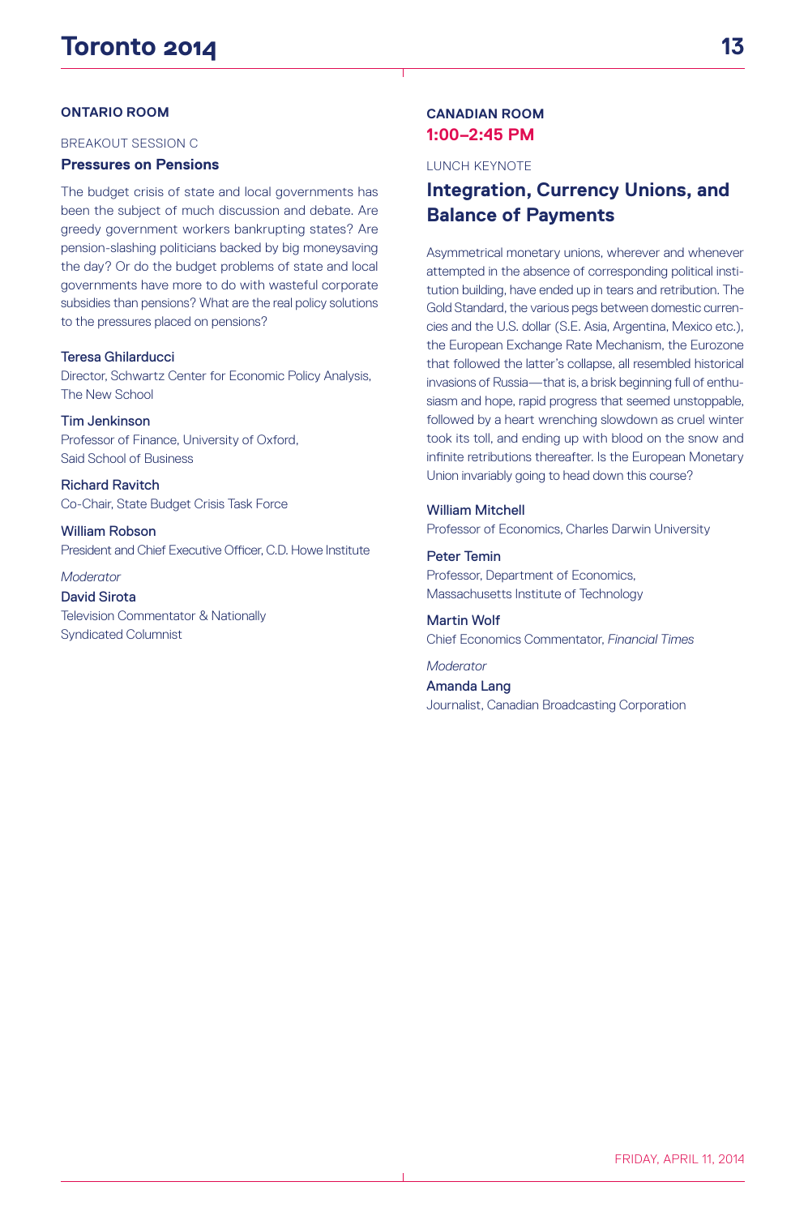## ONTARIO ROOM

BREAKOUT SESSION C

### Pressures on Pensions

The budget crisis of state and local governments has been the subject of much discussion and debate. Are greedy government workers bankrupting states? Are pension-slashing politicians backed by big moneysaving the day? Or do the budget problems of state and local governments have more to do with wasteful corporate subsidies than pensions? What are the real policy solutions to the pressures placed on pensions?

**Teresa Ghilarducci**
Director, Schwartz Center for Economic Policy Analysis, The New School

**Tim Jenkinson**
Professor of Finance, University of Oxford, Said School of Business

**Richard Ravitch**
Co-Chair, State Budget Crisis Task Force

**William Robson**
President and Chief Executive Officer, C.D. Howe Institute

*Moderator*
**David Sirota**
Television Commentator & Nationally Syndicated Columnist

## CANADIAN ROOM
**1:00–2:45 PM**

LUNCH KEYNOTE

### Integration, Currency Unions, and Balance of Payments

Asymmetrical monetary unions, wherever and whenever attempted in the absence of corresponding political institution building, have ended up in tears and retribution. The Gold Standard, the various pegs between domestic currencies and the U.S. dollar (S.E. Asia, Argentina, Mexico etc.), the European Exchange Rate Mechanism, the Eurozone that followed the latter's collapse, all resembled historical invasions of Russia—that is, a brisk beginning full of enthusiasm and hope, rapid progress that seemed unstoppable, followed by a heart wrenching slowdown as cruel winter took its toll, and ending up with blood on the snow and infinite retributions thereafter. Is the European Monetary Union invariably going to head down this course?

**William Mitchell**
Professor of Economics, Charles Darwin University

**Peter Temin**
Professor, Department of Economics, Massachusetts Institute of Technology

**Martin Wolf**
Chief Economics Commentator, *Financial Times*

*Moderator*
**Amanda Lang**
Journalist, Canadian Broadcasting Corporation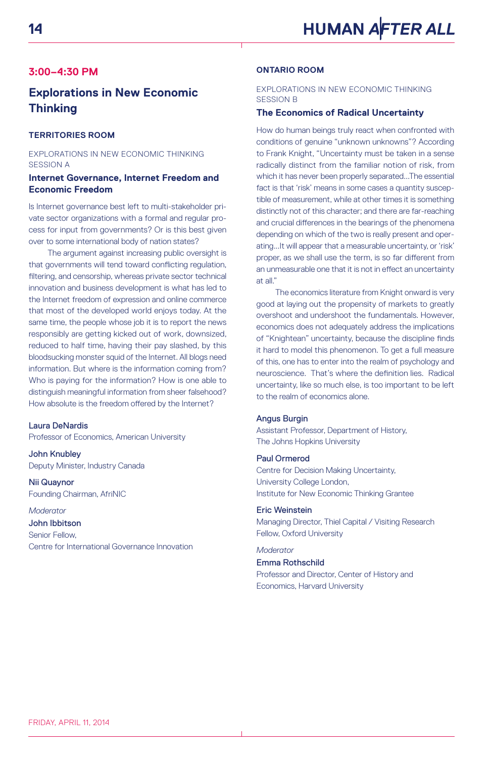## 3:00–4:30 PM

# Explorations in New Economic Thinking

### TERRITORIES ROOM

EXPLORATIONS IN NEW ECONOMIC THINKING
SESSION A

**Internet Governance, Internet Freedom and Economic Freedom**

Is Internet governance best left to multi-stakeholder private sector organizations with a formal and regular process for input from governments? Or is this best given over to some international body of nation states?

The argument against increasing public oversight is that governments will tend toward conflicting regulation, filtering, and censorship, whereas private sector technical innovation and business development is what has led to the Internet freedom of expression and online commerce that most of the developed world enjoys today. At the same time, the people whose job it is to report the news responsibly are getting kicked out of work, downsized, reduced to half time, having their pay slashed, by this bloodsucking monster squid of the Internet. All blogs need information. But where is the information coming from? Who is paying for the information? How is one able to distinguish meaningful information from sheer falsehood? How absolute is the freedom offered by the Internet?

**Laura DeNardis**
Professor of Economics, American University

**John Knubley**
Deputy Minister, Industry Canada

**Nii Quaynor**
Founding Chairman, AfriNIC

*Moderator*
**John Ibbitson**
Senior Fellow,
Centre for International Governance Innovation

### ONTARIO ROOM

EXPLORATIONS IN NEW ECONOMIC THINKING
SESSION B

**The Economics of Radical Uncertainty**

How do human beings truly react when confronted with conditions of genuine "unknown unknowns"? According to Frank Knight, "Uncertainty must be taken in a sense radically distinct from the familiar notion of risk, from which it has never been properly separated...The essential fact is that 'risk' means in some cases a quantity susceptible of measurement, while at other times it is something distinctly not of this character; and there are far-reaching and crucial differences in the bearings of the phenomena depending on which of the two is really present and operating...It will appear that a measurable uncertainty, or 'risk' proper, as we shall use the term, is so far different from an unmeasurable one that it is not in effect an uncertainty at all."

The economics literature from Knight onward is very good at laying out the propensity of markets to greatly overshoot and undershoot the fundamentals. However, economics does not adequately address the implications of "Knightean" uncertainty, because the discipline finds it hard to model this phenomenon. To get a full measure of this, one has to enter into the realm of psychology and neuroscience. That's where the definition lies. Radical uncertainty, like so much else, is too important to be left to the realm of economics alone.

**Angus Burgin**
Assistant Professor, Department of History,
The Johns Hopkins University

**Paul Ormerod**
Centre for Decision Making Uncertainty,
University College London,
Institute for New Economic Thinking Grantee

**Eric Weinstein**
Managing Director, Thiel Capital / Visiting Research Fellow, Oxford University

*Moderator*
**Emma Rothschild**
Professor and Director, Center of History and Economics, Harvard University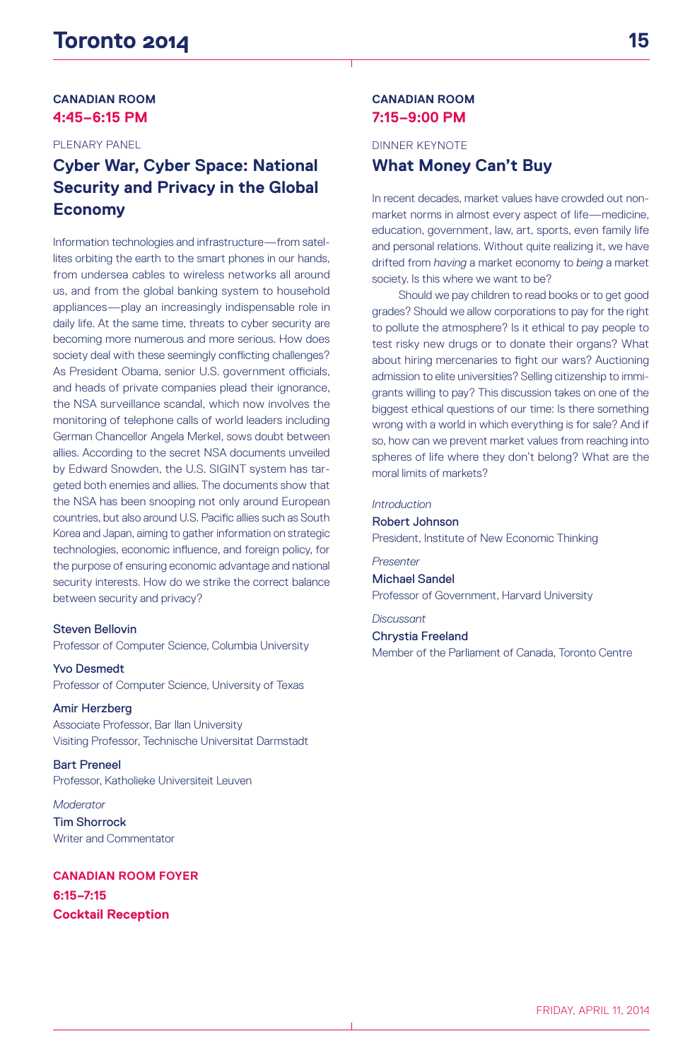**CANADIAN ROOM**
**4:45–6:15 PM**

PLENARY PANEL

## Cyber War, Cyber Space: National Security and Privacy in the Global Economy

Information technologies and infrastructure—from satellites orbiting the earth to the smart phones in our hands, from undersea cables to wireless networks all around us, and from the global banking system to household appliances—play an increasingly indispensable role in daily life. At the same time, threats to cyber security are becoming more numerous and more serious. How does society deal with these seemingly conflicting challenges? As President Obama, senior U.S. government officials, and heads of private companies plead their ignorance, the NSA surveillance scandal, which now involves the monitoring of telephone calls of world leaders including German Chancellor Angela Merkel, sows doubt between allies. According to the secret NSA documents unveiled by Edward Snowden, the U.S. SIGINT system has targeted both enemies and allies. The documents show that the NSA has been snooping not only around European countries, but also around U.S. Pacific allies such as South Korea and Japan, aiming to gather information on strategic technologies, economic influence, and foreign policy, for the purpose of ensuring economic advantage and national security interests. How do we strike the correct balance between security and privacy?

**Steven Bellovin**
Professor of Computer Science, Columbia University

**Yvo Desmedt**
Professor of Computer Science, University of Texas

**Amir Herzberg**
Associate Professor, Bar Ilan University
Visiting Professor, Technische Universitat Darmstadt

**Bart Preneel**
Professor, Katholieke Universiteit Leuven

*Moderator*
**Tim Shorrock**
Writer and Commentator

**CANADIAN ROOM FOYER**
**6:15–7:15**
**Cocktail Reception**

**CANADIAN ROOM**
**7:15–9:00 PM**

DINNER KEYNOTE

## What Money Can't Buy

In recent decades, market values have crowded out non-market norms in almost every aspect of life—medicine, education, government, law, art, sports, even family life and personal relations. Without quite realizing it, we have drifted from *having* a market economy to *being* a market society. Is this where we want to be?

Should we pay children to read books or to get good grades? Should we allow corporations to pay for the right to pollute the atmosphere? Is it ethical to pay people to test risky new drugs or to donate their organs? What about hiring mercenaries to fight our wars? Auctioning admission to elite universities? Selling citizenship to immigrants willing to pay? This discussion takes on one of the biggest ethical questions of our time: Is there something wrong with a world in which everything is for sale? And if so, how can we prevent market values from reaching into spheres of life where they don't belong? What are the moral limits of markets?

*Introduction*
**Robert Johnson**
President, Institute of New Economic Thinking

*Presenter*
**Michael Sandel**
Professor of Government, Harvard University

*Discussant*
**Chrystia Freeland**
Member of the Parliament of Canada, Toronto Centre

FRIDAY, APRIL 11, 2014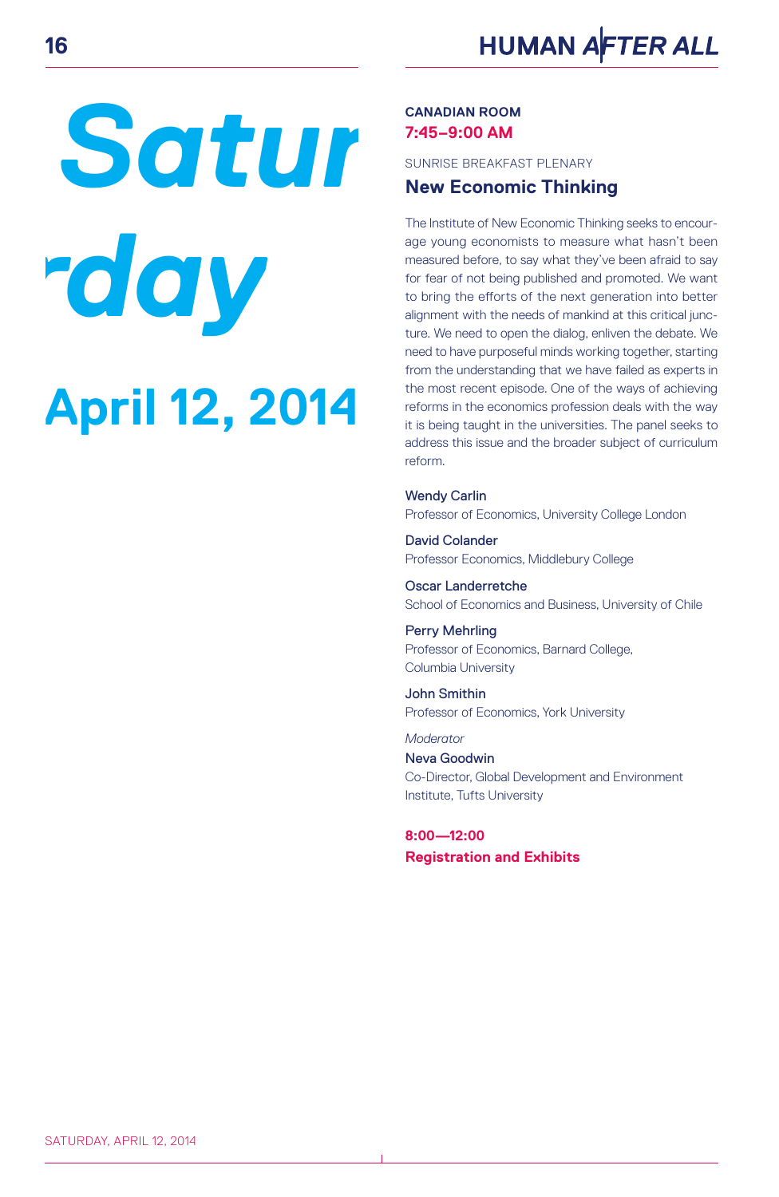# Saturday

# April 12, 2014

**CANADIAN ROOM**
**7:45–9:00 AM**

SUNRISE BREAKFAST PLENARY

## New Economic Thinking

The Institute of New Economic Thinking seeks to encourage young economists to measure what hasn't been measured before, to say what they've been afraid to say for fear of not being published and promoted. We want to bring the efforts of the next generation into better alignment with the needs of mankind at this critical juncture. We need to open the dialog, enliven the debate. We need to have purposeful minds working together, starting from the understanding that we have failed as experts in the most recent episode. One of the ways of achieving reforms in the economics profession deals with the way it is being taught in the universities. The panel seeks to address this issue and the broader subject of curriculum reform.

Wendy Carlin
Professor of Economics, University College London

David Colander
Professor Economics, Middlebury College

Oscar Landerretche
School of Economics and Business, University of Chile

Perry Mehrling
Professor of Economics, Barnard College, Columbia University

John Smithin
Professor of Economics, York University

*Moderator*
Neva Goodwin
Co-Director, Global Development and Environment Institute, Tufts University

**8:00—12:00**
**Registration and Exhibits**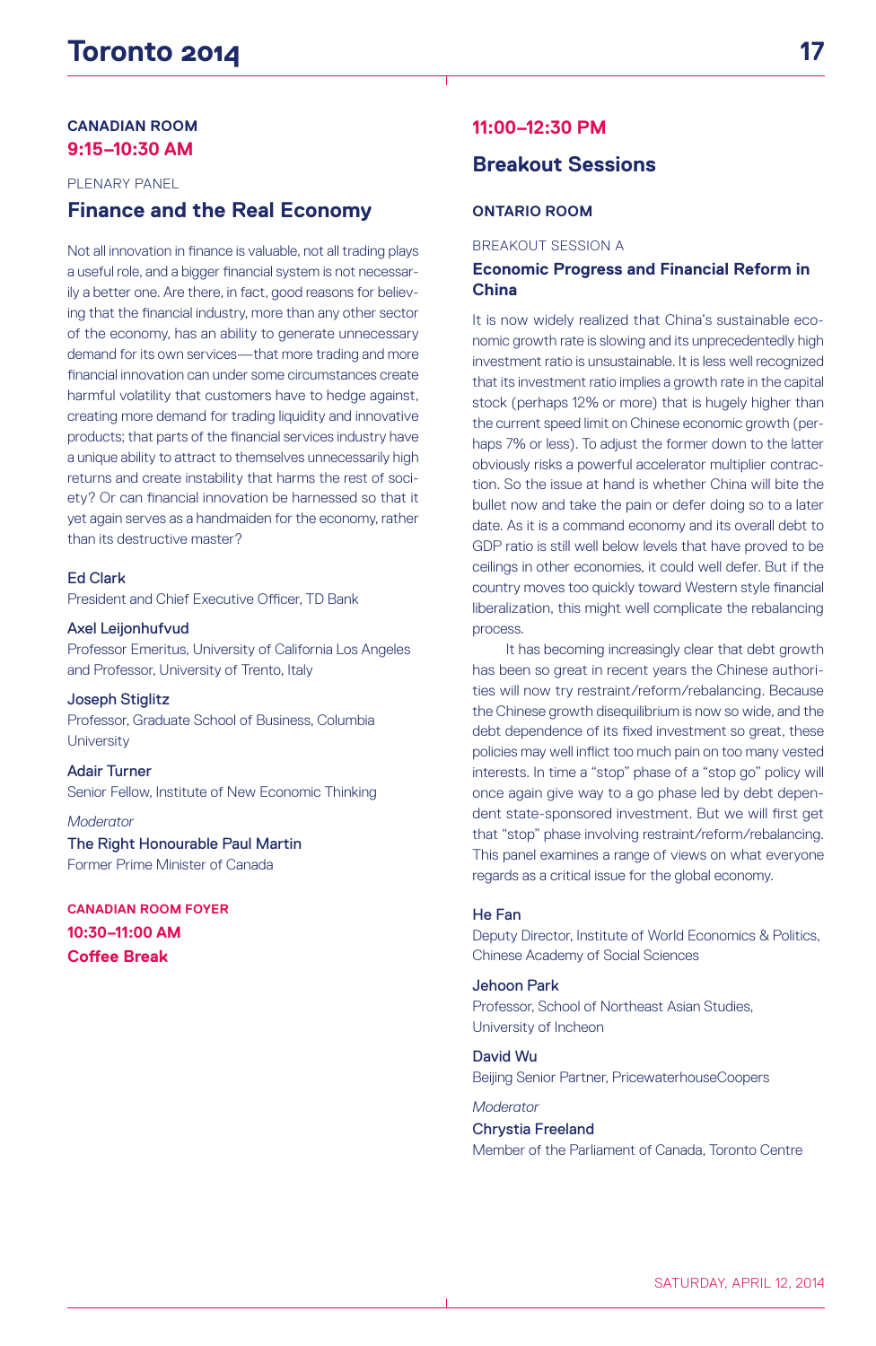**CANADIAN ROOM**
**9:15–10:30 AM**

PLENARY PANEL

## Finance and the Real Economy

Not all innovation in finance is valuable, not all trading plays a useful role, and a bigger financial system is not necessarily a better one. Are there, in fact, good reasons for believing that the financial industry, more than any other sector of the economy, has an ability to generate unnecessary demand for its own services—that more trading and more financial innovation can under some circumstances create harmful volatility that customers have to hedge against, creating more demand for trading liquidity and innovative products; that parts of the financial services industry have a unique ability to attract to themselves unnecessarily high returns and create instability that harms the rest of society? Or can financial innovation be harnessed so that it yet again serves as a handmaiden for the economy, rather than its destructive master?

**Ed Clark**
President and Chief Executive Officer, TD Bank

**Axel Leijonhufvud**
Professor Emeritus, University of California Los Angeles and Professor, University of Trento, Italy

**Joseph Stiglitz**
Professor, Graduate School of Business, Columbia University

**Adair Turner**
Senior Fellow, Institute of New Economic Thinking

*Moderator*
**The Right Honourable Paul Martin**
Former Prime Minister of Canada

**CANADIAN ROOM FOYER**
**10:30–11:00 AM**
**Coffee Break**

**11:00–12:30 PM**

## Breakout Sessions

**ONTARIO ROOM**

BREAKOUT SESSION A

### Economic Progress and Financial Reform in China

It is now widely realized that China's sustainable economic growth rate is slowing and its unprecedentedly high investment ratio is unsustainable. It is less well recognized that its investment ratio implies a growth rate in the capital stock (perhaps 12% or more) that is hugely higher than the current speed limit on Chinese economic growth (perhaps 7% or less). To adjust the former down to the latter obviously risks a powerful accelerator multiplier contraction. So the issue at hand is whether China will bite the bullet now and take the pain or defer doing so to a later date. As it is a command economy and its overall debt to GDP ratio is still well below levels that have proved to be ceilings in other economies, it could well defer. But if the country moves too quickly toward Western style financial liberalization, this might well complicate the rebalancing process.

It has becoming increasingly clear that debt growth has been so great in recent years the Chinese authorities will now try restraint/reform/rebalancing. Because the Chinese growth disequilibrium is now so wide, and the debt dependence of its fixed investment so great, these policies may well inflict too much pain on too many vested interests. In time a "stop" phase of a "stop go" policy will once again give way to a go phase led by debt dependent state-sponsored investment. But we will first get that "stop" phase involving restraint/reform/rebalancing. This panel examines a range of views on what everyone regards as a critical issue for the global economy.

**He Fan**
Deputy Director, Institute of World Economics & Politics, Chinese Academy of Social Sciences

**Jehoon Park**
Professor, School of Northeast Asian Studies, University of Incheon

**David Wu**
Beijing Senior Partner, PricewaterhouseCoopers

*Moderator*
**Chrystia Freeland**
Member of the Parliament of Canada, Toronto Centre

SATURDAY, APRIL 12, 2014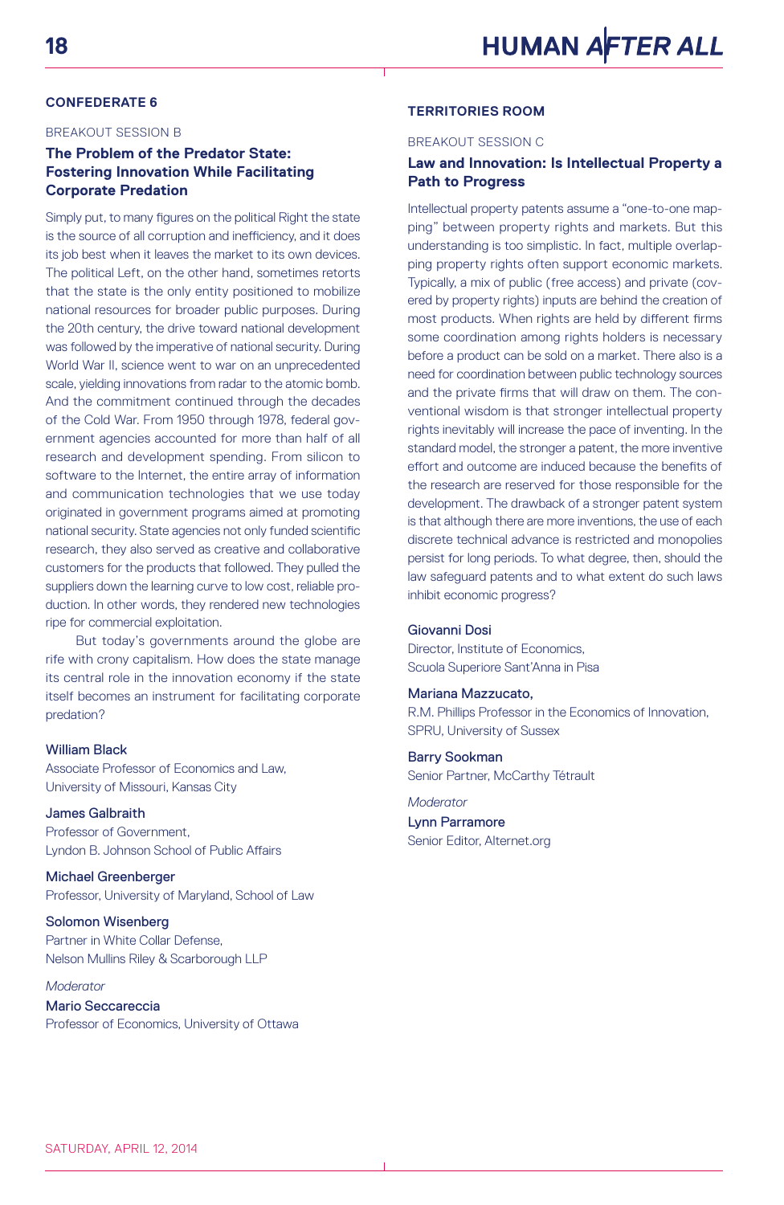## CONFEDERATE 6

BREAKOUT SESSION B

### The Problem of the Predator State: Fostering Innovation While Facilitating Corporate Predation

Simply put, to many figures on the political Right the state is the source of all corruption and inefficiency, and it does its job best when it leaves the market to its own devices. The political Left, on the other hand, sometimes retorts that the state is the only entity positioned to mobilize national resources for broader public purposes. During the 20th century, the drive toward national development was followed by the imperative of national security. During World War II, science went to war on an unprecedented scale, yielding innovations from radar to the atomic bomb. And the commitment continued through the decades of the Cold War. From 1950 through 1978, federal government agencies accounted for more than half of all research and development spending. From silicon to software to the Internet, the entire array of information and communication technologies that we use today originated in government programs aimed at promoting national security. State agencies not only funded scientific research, they also served as creative and collaborative customers for the products that followed. They pulled the suppliers down the learning curve to low cost, reliable production. In other words, they rendered new technologies ripe for commercial exploitation.

But today's governments around the globe are rife with crony capitalism. How does the state manage its central role in the innovation economy if the state itself becomes an instrument for facilitating corporate predation?

William Black
Associate Professor of Economics and Law,
University of Missouri, Kansas City

James Galbraith
Professor of Government,
Lyndon B. Johnson School of Public Affairs

Michael Greenberger
Professor, University of Maryland, School of Law

Solomon Wisenberg
Partner in White Collar Defense,
Nelson Mullins Riley & Scarborough LLP

*Moderator*
Mario Seccareccia
Professor of Economics, University of Ottawa

## TERRITORIES ROOM

BREAKOUT SESSION C

### Law and Innovation: Is Intellectual Property a Path to Progress

Intellectual property patents assume a "one-to-one mapping" between property rights and markets. But this understanding is too simplistic. In fact, multiple overlapping property rights often support economic markets. Typically, a mix of public (free access) and private (covered by property rights) inputs are behind the creation of most products. When rights are held by different firms some coordination among rights holders is necessary before a product can be sold on a market. There also is a need for coordination between public technology sources and the private firms that will draw on them. The conventional wisdom is that stronger intellectual property rights inevitably will increase the pace of inventing. In the standard model, the stronger a patent, the more inventive effort and outcome are induced because the benefits of the research are reserved for those responsible for the development. The drawback of a stronger patent system is that although there are more inventions, the use of each discrete technical advance is restricted and monopolies persist for long periods. To what degree, then, should the law safeguard patents and to what extent do such laws inhibit economic progress?

Giovanni Dosi
Director, Institute of Economics,
Scuola Superiore Sant'Anna in Pisa

Mariana Mazzucato,
R.M. Phillips Professor in the Economics of Innovation,
SPRU, University of Sussex

Barry Sookman
Senior Partner, McCarthy Tétrault

*Moderator*
Lynn Parramore
Senior Editor, Alternet.org

SATURDAY, APRIL 12, 2014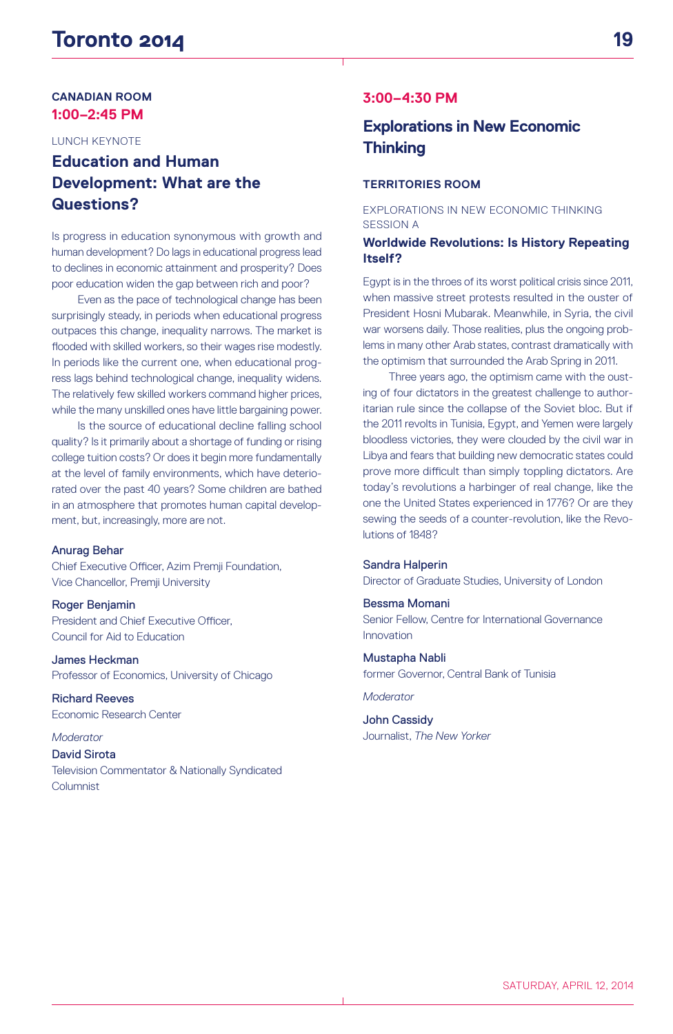**CANADIAN ROOM**
**1:00–2:45 PM**

LUNCH KEYNOTE

## Education and Human Development: What are the Questions?

Is progress in education synonymous with growth and human development? Do lags in educational progress lead to declines in economic attainment and prosperity? Does poor education widen the gap between rich and poor?

Even as the pace of technological change has been surprisingly steady, in periods when educational progress outpaces this change, inequality narrows. The market is flooded with skilled workers, so their wages rise modestly. In periods like the current one, when educational progress lags behind technological change, inequality widens. The relatively few skilled workers command higher prices, while the many unskilled ones have little bargaining power.

Is the source of educational decline falling school quality? Is it primarily about a shortage of funding or rising college tuition costs? Or does it begin more fundamentally at the level of family environments, which have deteriorated over the past 40 years? Some children are bathed in an atmosphere that promotes human capital development, but, increasingly, more are not.

**Anurag Behar**
Chief Executive Officer, Azim Premji Foundation,
Vice Chancellor, Premji University

**Roger Benjamin**
President and Chief Executive Officer,
Council for Aid to Education

**James Heckman**
Professor of Economics, University of Chicago

**Richard Reeves**
Economic Research Center

*Moderator*
**David Sirota**
Television Commentator & Nationally Syndicated Columnist

**3:00–4:30 PM**

## Explorations in New Economic Thinking

**TERRITORIES ROOM**

EXPLORATIONS IN NEW ECONOMIC THINKING SESSION A

### Worldwide Revolutions: Is History Repeating Itself?

Egypt is in the throes of its worst political crisis since 2011, when massive street protests resulted in the ouster of President Hosni Mubarak. Meanwhile, in Syria, the civil war worsens daily. Those realities, plus the ongoing problems in many other Arab states, contrast dramatically with the optimism that surrounded the Arab Spring in 2011.

Three years ago, the optimism came with the ousting of four dictators in the greatest challenge to authoritarian rule since the collapse of the Soviet bloc. But if the 2011 revolts in Tunisia, Egypt, and Yemen were largely bloodless victories, they were clouded by the civil war in Libya and fears that building new democratic states could prove more difficult than simply toppling dictators. Are today's revolutions a harbinger of real change, like the one the United States experienced in 1776? Or are they sewing the seeds of a counter-revolution, like the Revolutions of 1848?

**Sandra Halperin**
Director of Graduate Studies, University of London

**Bessma Momani**
Senior Fellow, Centre for International Governance Innovation

**Mustapha Nabli**
former Governor, Central Bank of Tunisia

*Moderator*

**John Cassidy**
Journalist, *The New Yorker*

SATURDAY, APRIL 12, 2014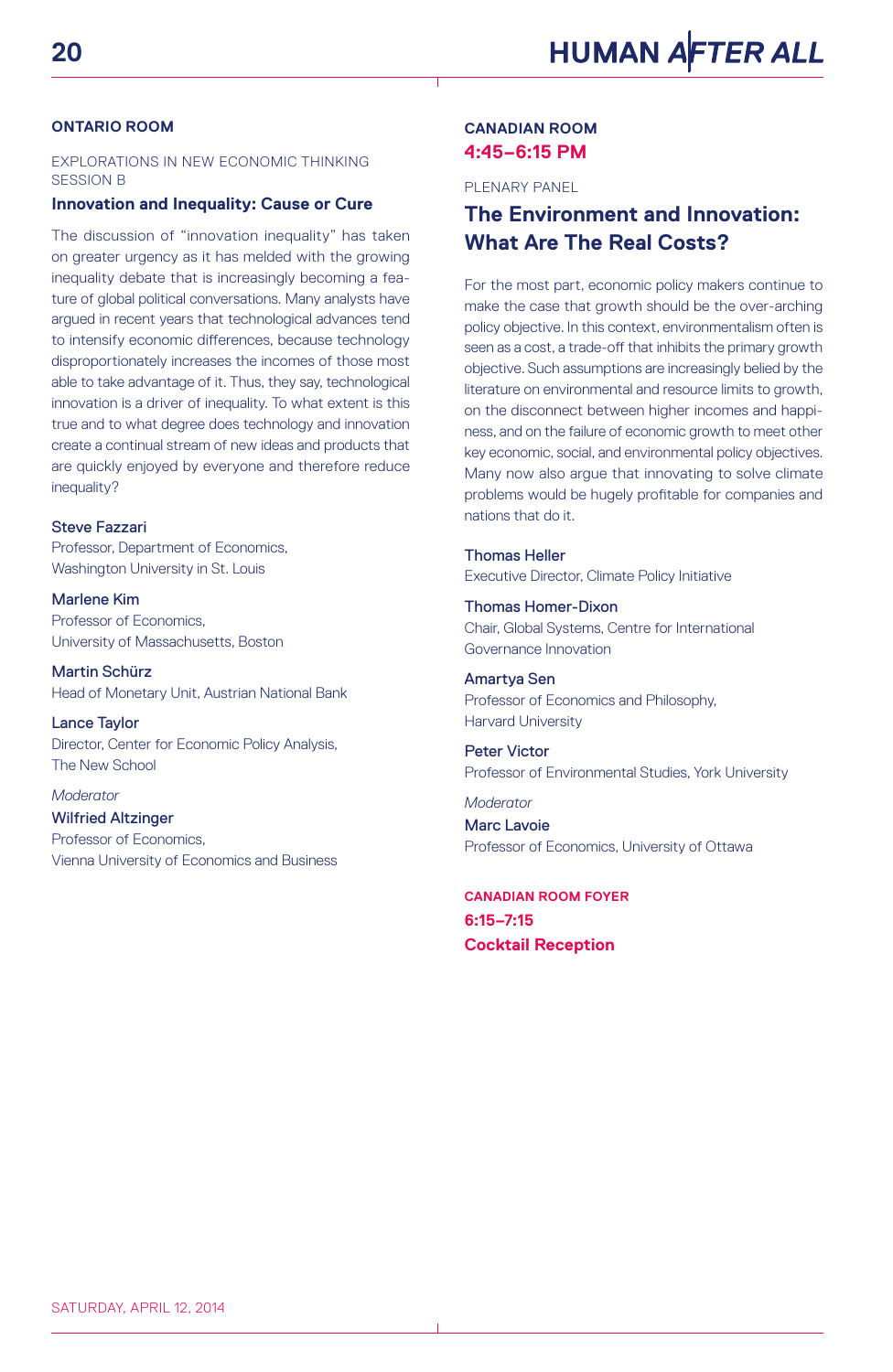**ONTARIO ROOM**

EXPLORATIONS IN NEW ECONOMIC THINKING SESSION B

### Innovation and Inequality: Cause or Cure

The discussion of "innovation inequality" has taken on greater urgency as it has melded with the growing inequality debate that is increasingly becoming a feature of global political conversations. Many analysts have argued in recent years that technological advances tend to intensify economic differences, because technology disproportionately increases the incomes of those most able to take advantage of it. Thus, they say, technological innovation is a driver of inequality. To what extent is this true and to what degree does technology and innovation create a continual stream of new ideas and products that are quickly enjoyed by everyone and therefore reduce inequality?

Steve Fazzari
Professor, Department of Economics,
Washington University in St. Louis

Marlene Kim
Professor of Economics,
University of Massachusetts, Boston

Martin Schürz
Head of Monetary Unit, Austrian National Bank

Lance Taylor
Director, Center for Economic Policy Analysis,
The New School

*Moderator*
Wilfried Altzinger
Professor of Economics,
Vienna University of Economics and Business

**CANADIAN ROOM**
**4:45–6:15 PM**

PLENARY PANEL

## The Environment and Innovation: What Are The Real Costs?

For the most part, economic policy makers continue to make the case that growth should be the over-arching policy objective. In this context, environmentalism often is seen as a cost, a trade-off that inhibits the primary growth objective. Such assumptions are increasingly belied by the literature on environmental and resource limits to growth, on the disconnect between higher incomes and happiness, and on the failure of economic growth to meet other key economic, social, and environmental policy objectives. Many now also argue that innovating to solve climate problems would be hugely profitable for companies and nations that do it.

Thomas Heller
Executive Director, Climate Policy Initiative

Thomas Homer-Dixon
Chair, Global Systems, Centre for International Governance Innovation

Amartya Sen
Professor of Economics and Philosophy,
Harvard University

Peter Victor
Professor of Environmental Studies, York University

*Moderator*
Marc Lavoie
Professor of Economics, University of Ottawa

**CANADIAN ROOM FOYER**
**6:15–7:15**
**Cocktail Reception**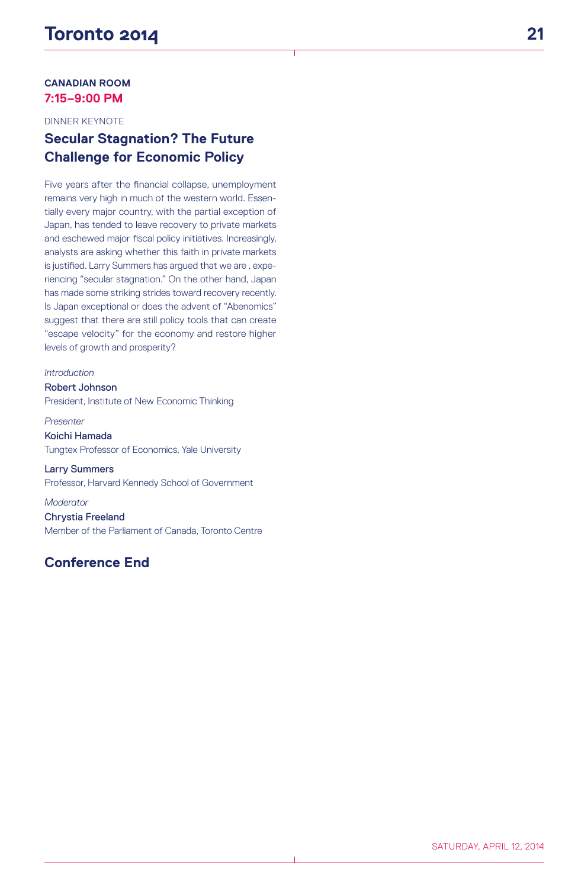**CANADIAN ROOM**
**7:15–9:00 PM**

DINNER KEYNOTE

## Secular Stagnation? The Future Challenge for Economic Policy

Five years after the financial collapse, unemployment remains very high in much of the western world. Essentially every major country, with the partial exception of Japan, has tended to leave recovery to private markets and eschewed major fiscal policy initiatives. Increasingly, analysts are asking whether this faith in private markets is justified. Larry Summers has argued that we are , experiencing "secular stagnation." On the other hand, Japan has made some striking strides toward recovery recently. Is Japan exceptional or does the advent of "Abenomics" suggest that there are still policy tools that can create "escape velocity" for the economy and restore higher levels of growth and prosperity?

*Introduction*

Robert Johnson
President, Institute of New Economic Thinking

*Presenter*

Koichi Hamada
Tungtex Professor of Economics, Yale University

Larry Summers
Professor, Harvard Kennedy School of Government

*Moderator*

Chrystia Freeland
Member of the Parliament of Canada, Toronto Centre

## Conference End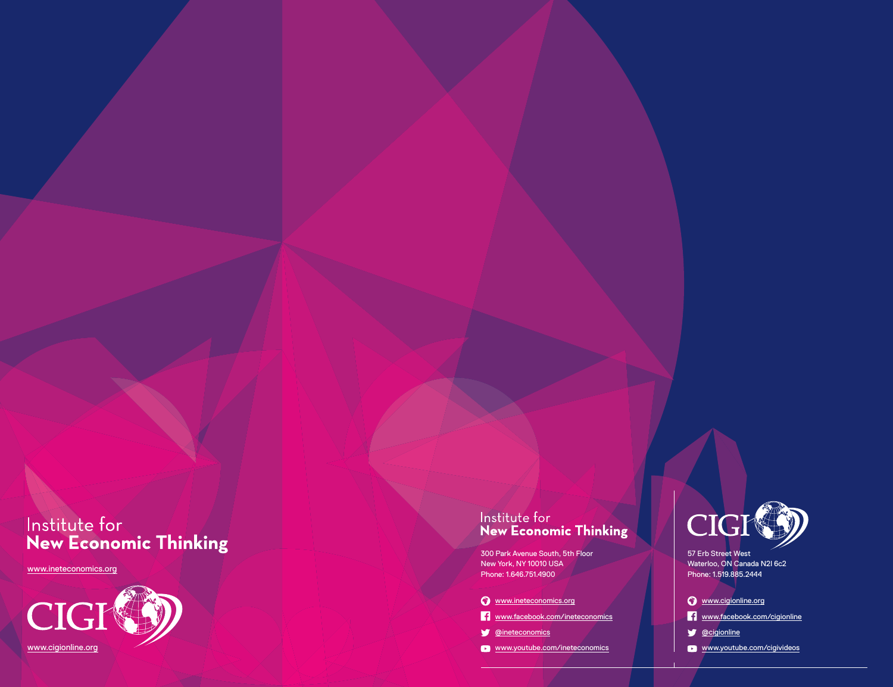Institute for
**New Economic Thinking**

www.ineteconomics.org

CIGI

www.cigionline.org

Institute for
**New Economic Thinking**

300 Park Avenue South, 5th Floor
New York, NY 10010 USA
Phone: 1.646.751.4900

www.ineteconomics.org
www.facebook.com/ineteconomics
@ineteconomics
www.youtube.com/ineteconomics

CIGI

57 Erb Street West
Waterloo, ON Canada N2l 6c2
Phone: 1.519.885.2444

www.cigionline.org
www.facebook.com/cigionline
@cigionline
www.youtube.com/cigivideos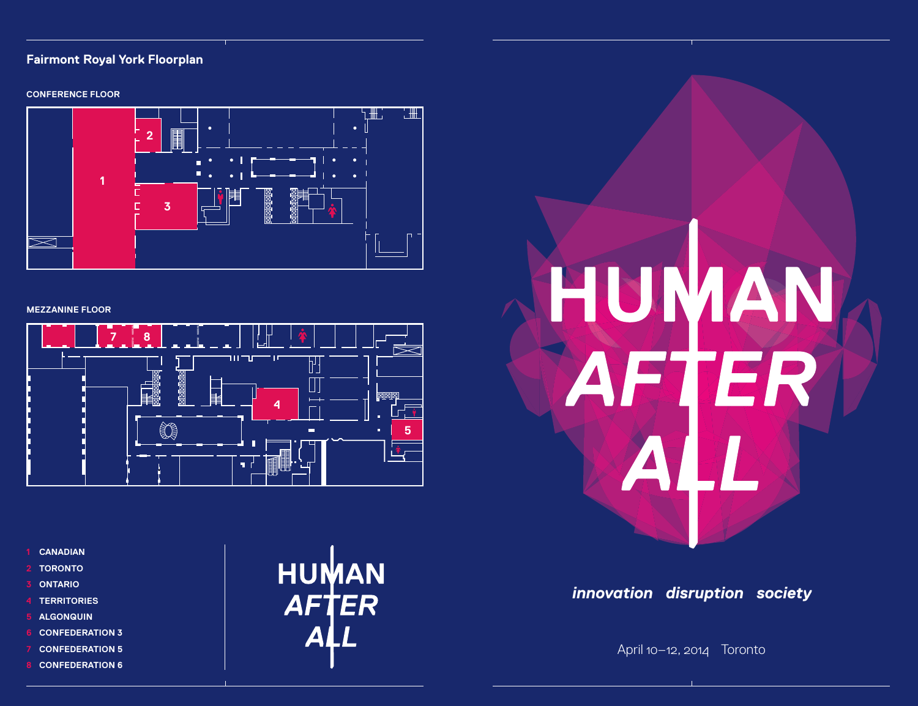## Fairmont Royal York Floorplan

**CONFERENCE FLOOR**

1
2
3

**MEZZANINE FLOOR**

7
8
4
5

1 CANADIAN
2 TORONTO
3 ONTARIO
4 TERRITORIES
5 ALGONQUIN
6 CONFEDERATION 3
7 CONFEDERATION 5
8 CONFEDERATION 6

HUMAN AFTER ALL

# HUMAN AFTER ALL

*innovation disruption society*

April 10–12, 2014 Toronto